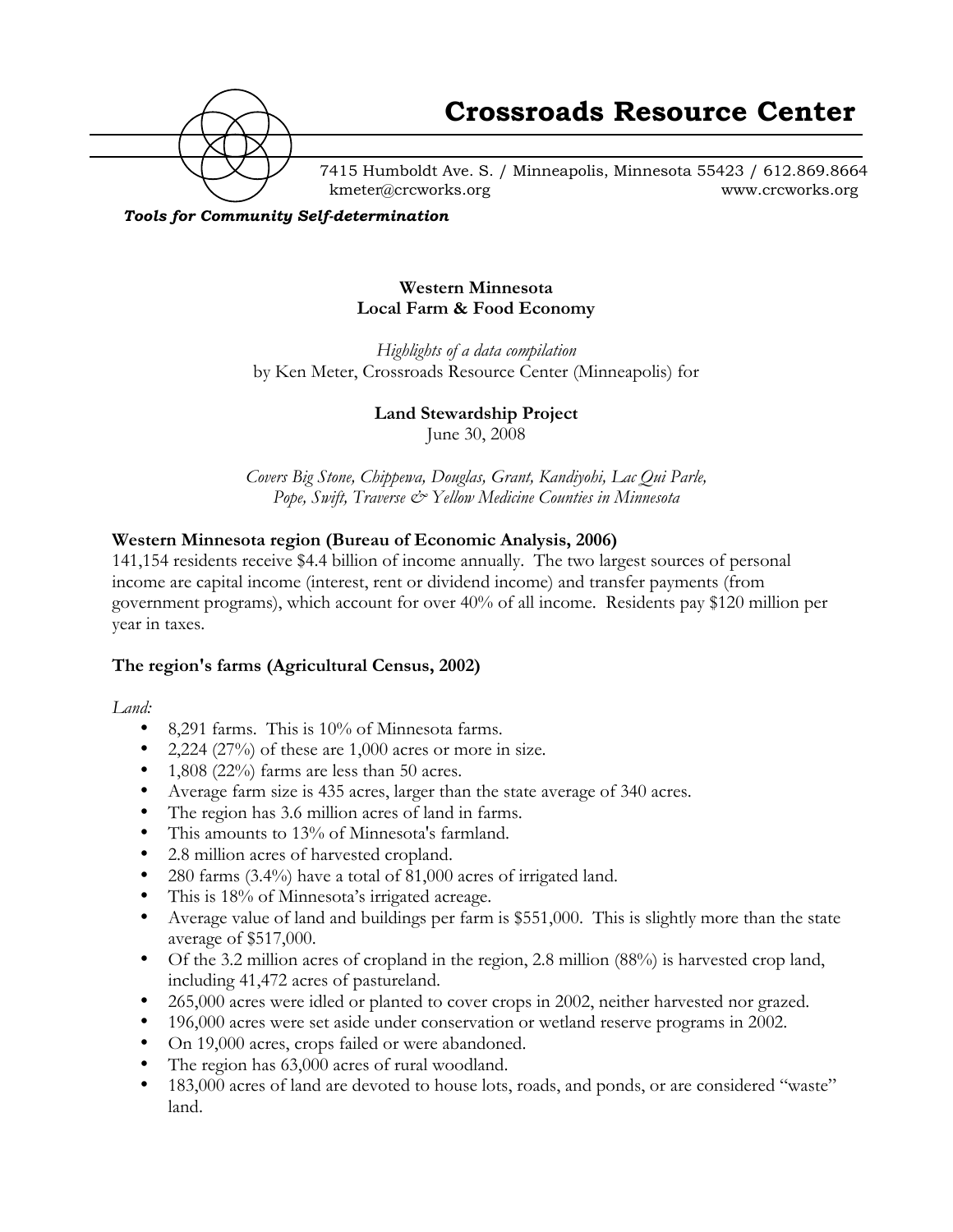# Crossroads Resource Center

7415 Humboldt Ave. S. / Minneapolis, Minnesota 55423 / 612.869.8664
kmeter@crcworks.org www.crcworks.org

***Tools for Community Self-determination***

**Western Minnesota**
**Local Farm & Food Economy**

*Highlights of a data compilation*
by Ken Meter, Crossroads Resource Center (Minneapolis) for

**Land Stewardship Project**
June 30, 2008

*Covers Big Stone, Chippewa, Douglas, Grant, Kandiyohi, Lac Qui Parle, Pope, Swift, Traverse & Yellow Medicine Counties in Minnesota*

### Western Minnesota region (Bureau of Economic Analysis, 2006)

141,154 residents receive $4.4 billion of income annually. The two largest sources of personal income are capital income (interest, rent or dividend income) and transfer payments (from government programs), which account for over 40% of all income. Residents pay $120 million per year in taxes.

### The region's farms (Agricultural Census, 2002)

*Land:*

- 8,291 farms. This is 10% of Minnesota farms.
- 2,224 (27%) of these are 1,000 acres or more in size.
- 1,808 (22%) farms are less than 50 acres.
- Average farm size is 435 acres, larger than the state average of 340 acres.
- The region has 3.6 million acres of land in farms.
- This amounts to 13% of Minnesota's farmland.
- 2.8 million acres of harvested cropland.
- 280 farms (3.4%) have a total of 81,000 acres of irrigated land.
- This is 18% of Minnesota's irrigated acreage.
- Average value of land and buildings per farm is $551,000. This is slightly more than the state average of $517,000.
- Of the 3.2 million acres of cropland in the region, 2.8 million (88%) is harvested crop land, including 41,472 acres of pastureland.
- 265,000 acres were idled or planted to cover crops in 2002, neither harvested nor grazed.
- 196,000 acres were set aside under conservation or wetland reserve programs in 2002.
- On 19,000 acres, crops failed or were abandoned.
- The region has 63,000 acres of rural woodland.
- 183,000 acres of land are devoted to house lots, roads, and ponds, or are considered "waste" land.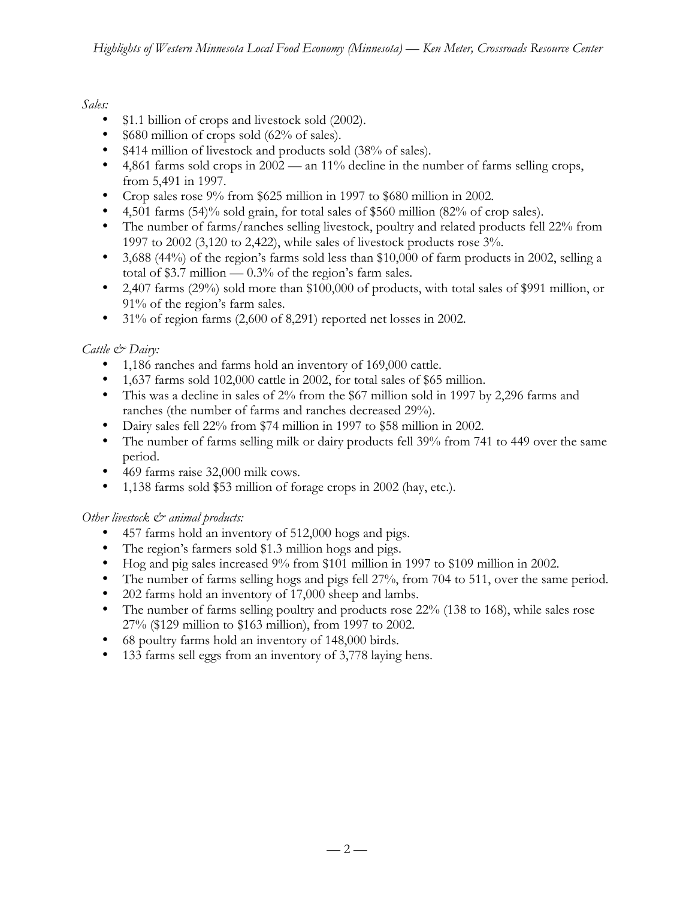*Sales:*

- $1.1 billion of crops and livestock sold (2002).
- $680 million of crops sold (62% of sales).
- $414 million of livestock and products sold (38% of sales).
- 4,861 farms sold crops in 2002 — an 11% decline in the number of farms selling crops, from 5,491 in 1997.
- Crop sales rose 9% from $625 million in 1997 to $680 million in 2002.
- 4,501 farms (54)% sold grain, for total sales of $560 million (82% of crop sales).
- The number of farms/ranches selling livestock, poultry and related products fell 22% from 1997 to 2002 (3,120 to 2,422), while sales of livestock products rose 3%.
- 3,688 (44%) of the region's farms sold less than $10,000 of farm products in 2002, selling a total of $3.7 million — 0.3% of the region's farm sales.
- 2,407 farms (29%) sold more than $100,000 of products, with total sales of $991 million, or 91% of the region's farm sales.
- 31% of region farms (2,600 of 8,291) reported net losses in 2002.

*Cattle & Dairy:*

- 1,186 ranches and farms hold an inventory of 169,000 cattle.
- 1,637 farms sold 102,000 cattle in 2002, for total sales of $65 million.
- This was a decline in sales of 2% from the $67 million sold in 1997 by 2,296 farms and ranches (the number of farms and ranches decreased 29%).
- Dairy sales fell 22% from $74 million in 1997 to $58 million in 2002.
- The number of farms selling milk or dairy products fell 39% from 741 to 449 over the same period.
- 469 farms raise 32,000 milk cows.
- 1,138 farms sold $53 million of forage crops in 2002 (hay, etc.).

*Other livestock & animal products:*

- 457 farms hold an inventory of 512,000 hogs and pigs.
- The region's farmers sold $1.3 million hogs and pigs.
- Hog and pig sales increased 9% from $101 million in 1997 to $109 million in 2002.
- The number of farms selling hogs and pigs fell 27%, from 704 to 511, over the same period.
- 202 farms hold an inventory of 17,000 sheep and lambs.
- The number of farms selling poultry and products rose 22% (138 to 168), while sales rose 27% ($129 million to $163 million), from 1997 to 2002.
- 68 poultry farms hold an inventory of 148,000 birds.
- 133 farms sell eggs from an inventory of 3,778 laying hens.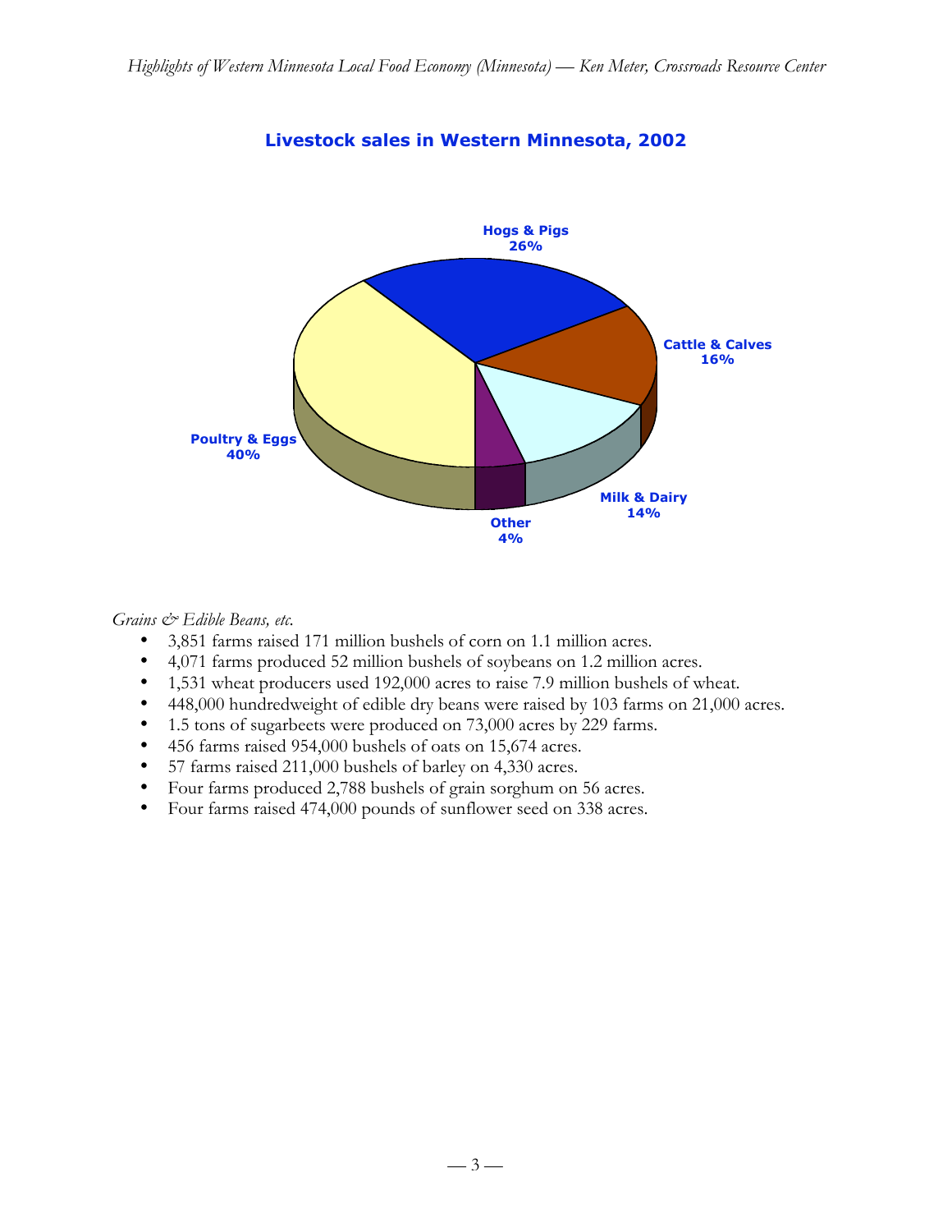## Livestock sales in Western Minnesota, 2002

Hogs & Pigs 26%
Cattle & Calves 16%
Milk & Dairy 14%
Other 4%
Poultry & Eggs 40%

*Grains & Edible Beans, etc.*

- 3,851 farms raised 171 million bushels of corn on 1.1 million acres.
- 4,071 farms produced 52 million bushels of soybeans on 1.2 million acres.
- 1,531 wheat producers used 192,000 acres to raise 7.9 million bushels of wheat.
- 448,000 hundredweight of edible dry beans were raised by 103 farms on 21,000 acres.
- 1.5 tons of sugarbeets were produced on 73,000 acres by 229 farms.
- 456 farms raised 954,000 bushels of oats on 15,674 acres.
- 57 farms raised 211,000 bushels of barley on 4,330 acres.
- Four farms produced 2,788 bushels of grain sorghum on 56 acres.
- Four farms raised 474,000 pounds of sunflower seed on 338 acres.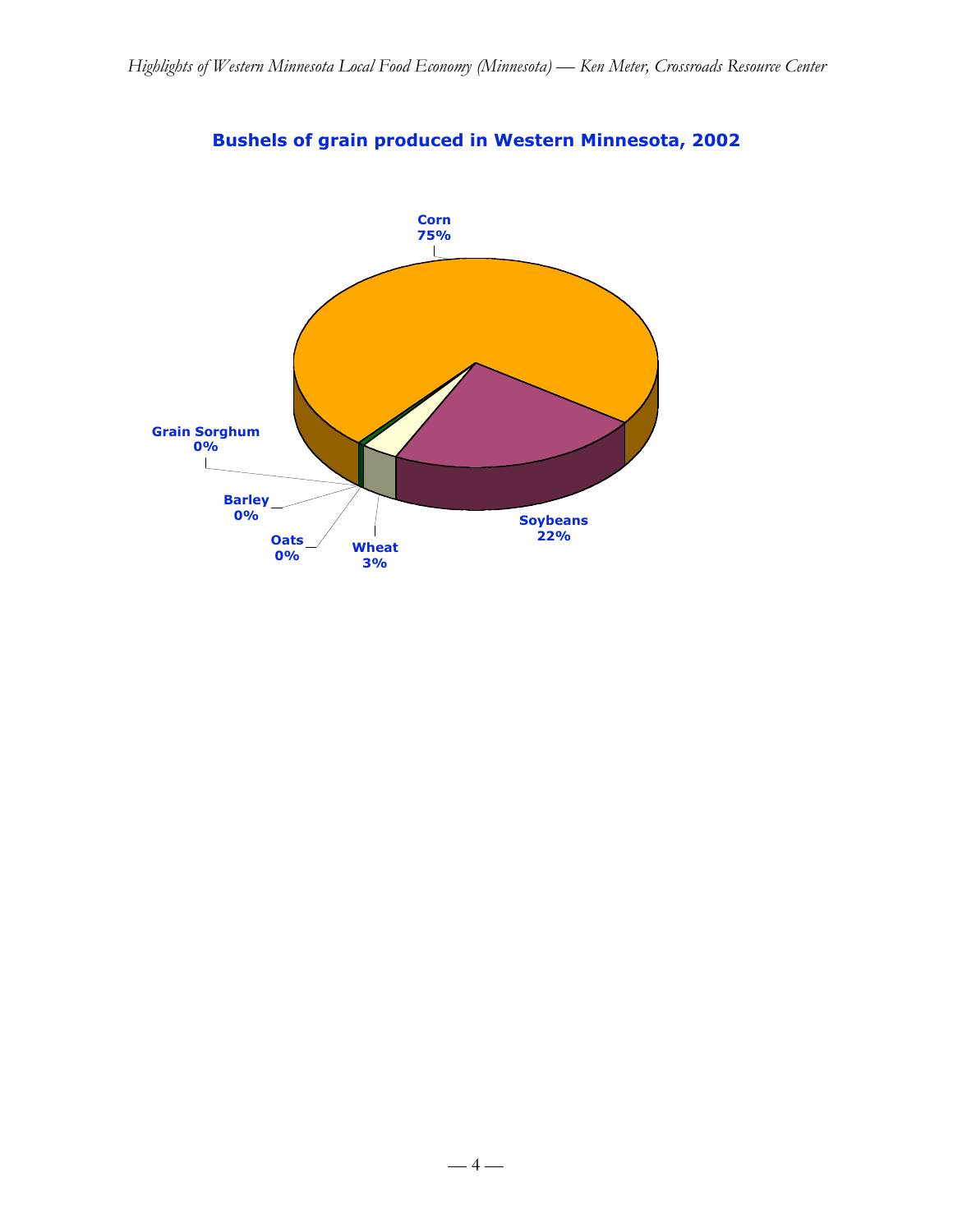**Bushels of grain produced in Western Minnesota, 2002**

Corn 75%

Soybeans 22%

Wheat 3%

Oats 0%

Barley 0%

Grain Sorghum 0%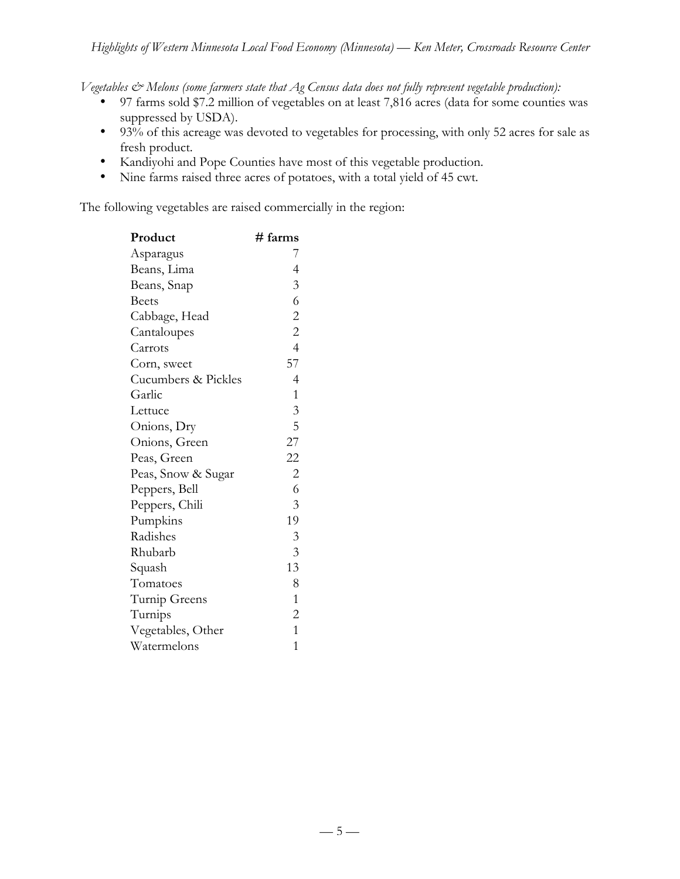*Vegetables & Melons (some farmers state that Ag Census data does not fully represent vegetable production):*

- 97 farms sold $7.2 million of vegetables on at least 7,816 acres (data for some counties was suppressed by USDA).
- 93% of this acreage was devoted to vegetables for processing, with only 52 acres for sale as fresh product.
- Kandiyohi and Pope Counties have most of this vegetable production.
- Nine farms raised three acres of potatoes, with a total yield of 45 cwt.

The following vegetables are raised commercially in the region:

| Product | # farms |
|---|---:|
| Asparagus | 7 |
| Beans, Lima | 4 |
| Beans, Snap | 3 |
| Beets | 6 |
| Cabbage, Head | 2 |
| Cantaloupes | 2 |
| Carrots | 4 |
| Corn, sweet | 57 |
| Cucumbers & Pickles | 4 |
| Garlic | 1 |
| Lettuce | 3 |
| Onions, Dry | 5 |
| Onions, Green | 27 |
| Peas, Green | 22 |
| Peas, Snow & Sugar | 2 |
| Peppers, Bell | 6 |
| Peppers, Chili | 3 |
| Pumpkins | 19 |
| Radishes | 3 |
| Rhubarb | 3 |
| Squash | 13 |
| Tomatoes | 8 |
| Turnip Greens | 1 |
| Turnips | 2 |
| Vegetables, Other | 1 |
| Watermelons | 1 |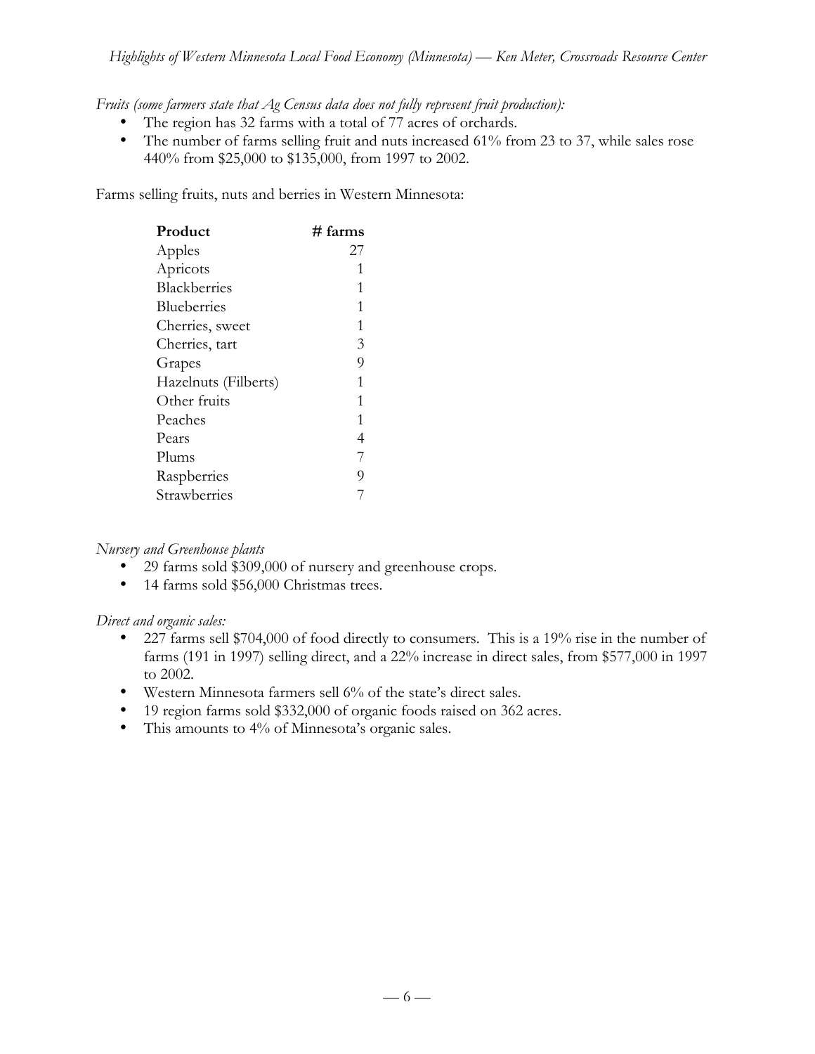*Fruits (some farmers state that Ag Census data does not fully represent fruit production):*

- The region has 32 farms with a total of 77 acres of orchards.
- The number of farms selling fruit and nuts increased 61% from 23 to 37, while sales rose 440% from $25,000 to $135,000, from 1997 to 2002.

Farms selling fruits, nuts and berries in Western Minnesota:

| Product | # farms |
|---|---:|
| Apples | 27 |
| Apricots | 1 |
| Blackberries | 1 |
| Blueberries | 1 |
| Cherries, sweet | 1 |
| Cherries, tart | 3 |
| Grapes | 9 |
| Hazelnuts (Filberts) | 1 |
| Other fruits | 1 |
| Peaches | 1 |
| Pears | 4 |
| Plums | 7 |
| Raspberries | 9 |
| Strawberries | 7 |

*Nursery and Greenhouse plants*

- 29 farms sold $309,000 of nursery and greenhouse crops.
- 14 farms sold $56,000 Christmas trees.

*Direct and organic sales:*

- 227 farms sell $704,000 of food directly to consumers. This is a 19% rise in the number of farms (191 in 1997) selling direct, and a 22% increase in direct sales, from $577,000 in 1997 to 2002.
- Western Minnesota farmers sell 6% of the state's direct sales.
- 19 region farms sold $332,000 of organic foods raised on 362 acres.
- This amounts to 4% of Minnesota's organic sales.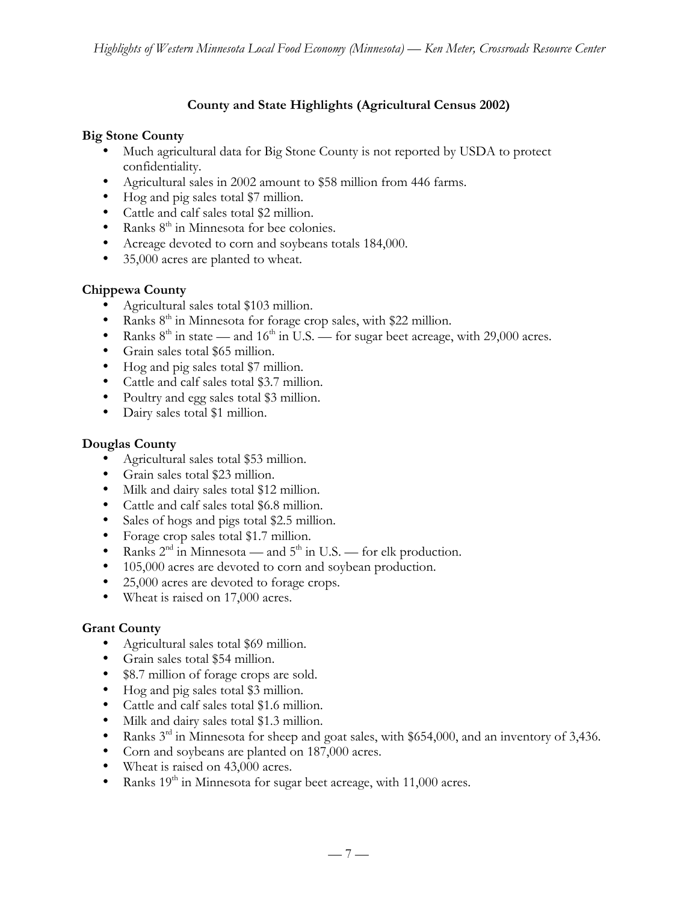## County and State Highlights (Agricultural Census 2002)

### Big Stone County

- Much agricultural data for Big Stone County is not reported by USDA to protect confidentiality.
- Agricultural sales in 2002 amount to $58 million from 446 farms.
- Hog and pig sales total $7 million.
- Cattle and calf sales total $2 million.
- Ranks 8th in Minnesota for bee colonies.
- Acreage devoted to corn and soybeans totals 184,000.
- 35,000 acres are planted to wheat.

### Chippewa County

- Agricultural sales total $103 million.
- Ranks 8th in Minnesota for forage crop sales, with $22 million.
- Ranks 8th in state — and 16th in U.S. — for sugar beet acreage, with 29,000 acres.
- Grain sales total $65 million.
- Hog and pig sales total $7 million.
- Cattle and calf sales total $3.7 million.
- Poultry and egg sales total $3 million.
- Dairy sales total $1 million.

### Douglas County

- Agricultural sales total $53 million.
- Grain sales total $23 million.
- Milk and dairy sales total $12 million.
- Cattle and calf sales total $6.8 million.
- Sales of hogs and pigs total $2.5 million.
- Forage crop sales total $1.7 million.
- Ranks 2nd in Minnesota — and 5th in U.S. — for elk production.
- 105,000 acres are devoted to corn and soybean production.
- 25,000 acres are devoted to forage crops.
- Wheat is raised on 17,000 acres.

### Grant County

- Agricultural sales total $69 million.
- Grain sales total $54 million.
- $8.7 million of forage crops are sold.
- Hog and pig sales total $3 million.
- Cattle and calf sales total $1.6 million.
- Milk and dairy sales total $1.3 million.
- Ranks 3rd in Minnesota for sheep and goat sales, with $654,000, and an inventory of 3,436.
- Corn and soybeans are planted on 187,000 acres.
- Wheat is raised on 43,000 acres.
- Ranks 19th in Minnesota for sugar beet acreage, with 11,000 acres.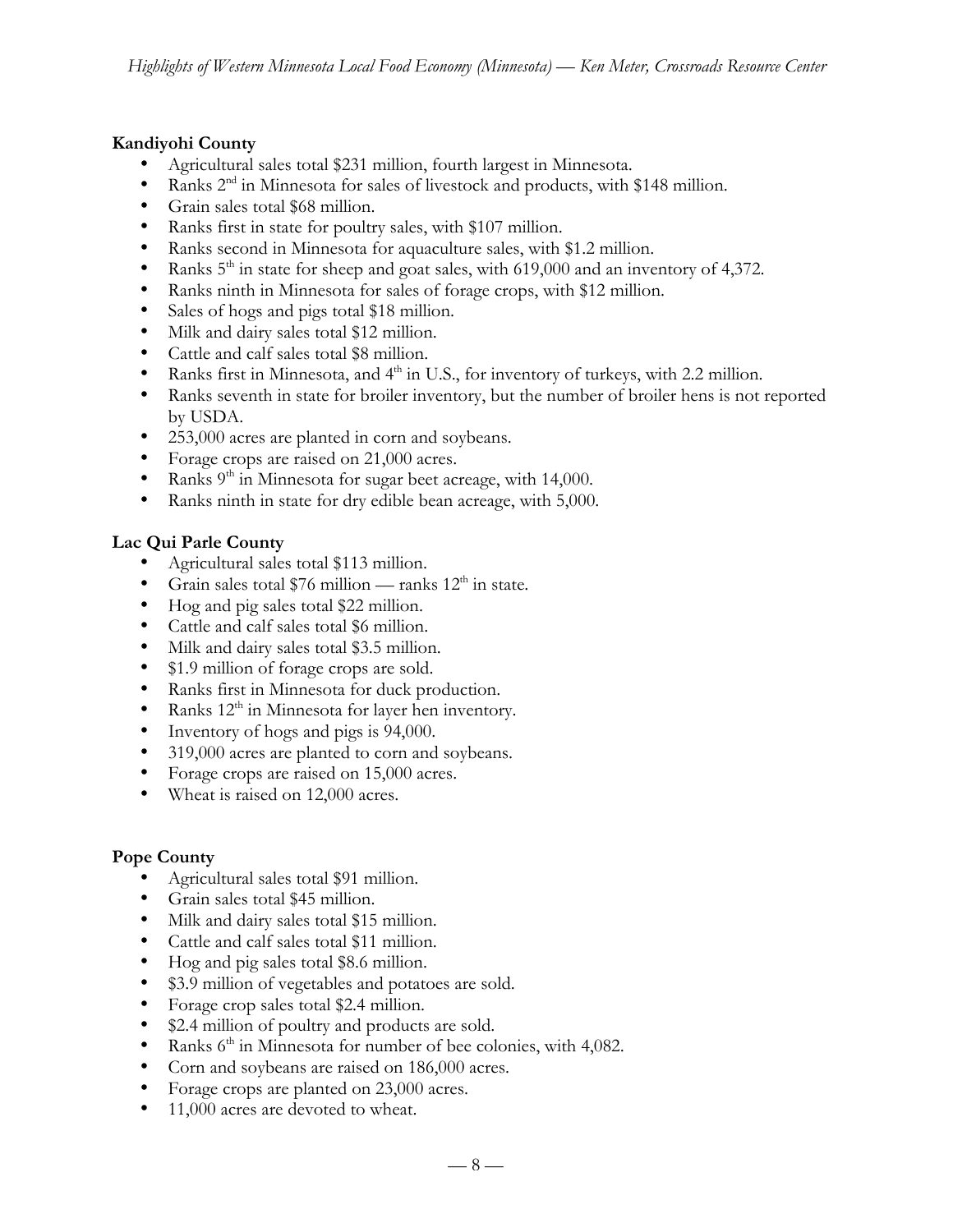**Kandiyohi County**

- Agricultural sales total $231 million, fourth largest in Minnesota.
- Ranks 2nd in Minnesota for sales of livestock and products, with $148 million.
- Grain sales total $68 million.
- Ranks first in state for poultry sales, with $107 million.
- Ranks second in Minnesota for aquaculture sales, with $1.2 million.
- Ranks 5th in state for sheep and goat sales, with 619,000 and an inventory of 4,372.
- Ranks ninth in Minnesota for sales of forage crops, with $12 million.
- Sales of hogs and pigs total $18 million.
- Milk and dairy sales total $12 million.
- Cattle and calf sales total $8 million.
- Ranks first in Minnesota, and 4th in U.S., for inventory of turkeys, with 2.2 million.
- Ranks seventh in state for broiler inventory, but the number of broiler hens is not reported by USDA.
- 253,000 acres are planted in corn and soybeans.
- Forage crops are raised on 21,000 acres.
- Ranks 9th in Minnesota for sugar beet acreage, with 14,000.
- Ranks ninth in state for dry edible bean acreage, with 5,000.

**Lac Qui Parle County**

- Agricultural sales total $113 million.
- Grain sales total $76 million — ranks 12th in state.
- Hog and pig sales total $22 million.
- Cattle and calf sales total $6 million.
- Milk and dairy sales total $3.5 million.
- $1.9 million of forage crops are sold.
- Ranks first in Minnesota for duck production.
- Ranks 12th in Minnesota for layer hen inventory.
- Inventory of hogs and pigs is 94,000.
- 319,000 acres are planted to corn and soybeans.
- Forage crops are raised on 15,000 acres.
- Wheat is raised on 12,000 acres.

**Pope County**

- Agricultural sales total $91 million.
- Grain sales total $45 million.
- Milk and dairy sales total $15 million.
- Cattle and calf sales total $11 million.
- Hog and pig sales total $8.6 million.
- $3.9 million of vegetables and potatoes are sold.
- Forage crop sales total $2.4 million.
- $2.4 million of poultry and products are sold.
- Ranks 6th in Minnesota for number of bee colonies, with 4,082.
- Corn and soybeans are raised on 186,000 acres.
- Forage crops are planted on 23,000 acres.
- 11,000 acres are devoted to wheat.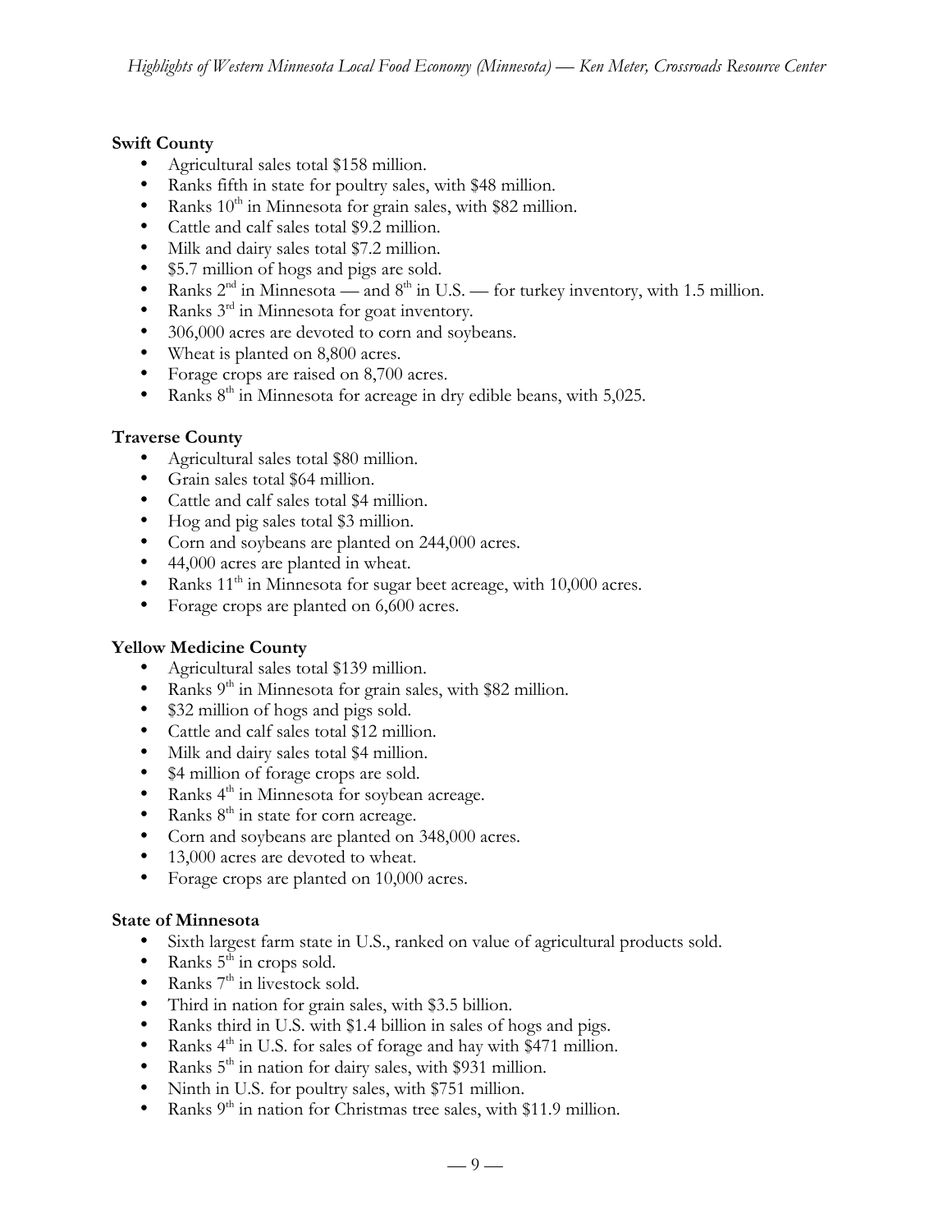**Swift County**

- Agricultural sales total $158 million.
- Ranks fifth in state for poultry sales, with $48 million.
- Ranks 10th in Minnesota for grain sales, with $82 million.
- Cattle and calf sales total $9.2 million.
- Milk and dairy sales total $7.2 million.
- $5.7 million of hogs and pigs are sold.
- Ranks 2nd in Minnesota — and 8th in U.S. — for turkey inventory, with 1.5 million.
- Ranks 3rd in Minnesota for goat inventory.
- 306,000 acres are devoted to corn and soybeans.
- Wheat is planted on 8,800 acres.
- Forage crops are raised on 8,700 acres.
- Ranks 8th in Minnesota for acreage in dry edible beans, with 5,025.

**Traverse County**

- Agricultural sales total $80 million.
- Grain sales total $64 million.
- Cattle and calf sales total $4 million.
- Hog and pig sales total $3 million.
- Corn and soybeans are planted on 244,000 acres.
- 44,000 acres are planted in wheat.
- Ranks 11th in Minnesota for sugar beet acreage, with 10,000 acres.
- Forage crops are planted on 6,600 acres.

**Yellow Medicine County**

- Agricultural sales total $139 million.
- Ranks 9th in Minnesota for grain sales, with $82 million.
- $32 million of hogs and pigs sold.
- Cattle and calf sales total $12 million.
- Milk and dairy sales total $4 million.
- $4 million of forage crops are sold.
- Ranks 4th in Minnesota for soybean acreage.
- Ranks 8th in state for corn acreage.
- Corn and soybeans are planted on 348,000 acres.
- 13,000 acres are devoted to wheat.
- Forage crops are planted on 10,000 acres.

**State of Minnesota**

- Sixth largest farm state in U.S., ranked on value of agricultural products sold.
- Ranks 5th in crops sold.
- Ranks 7th in livestock sold.
- Third in nation for grain sales, with $3.5 billion.
- Ranks third in U.S. with $1.4 billion in sales of hogs and pigs.
- Ranks 4th in U.S. for sales of forage and hay with $471 million.
- Ranks 5th in nation for dairy sales, with $931 million.
- Ninth in U.S. for poultry sales, with $751 million.
- Ranks 9th in nation for Christmas tree sales, with $11.9 million.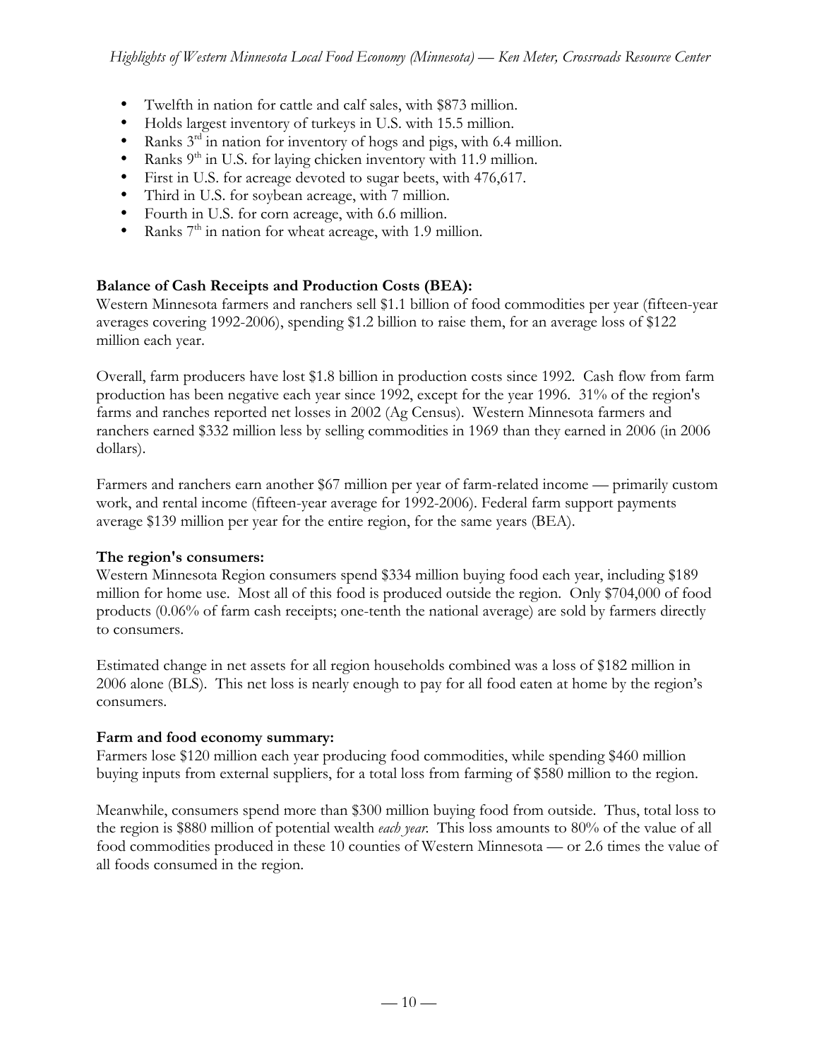- Twelfth in nation for cattle and calf sales, with \$873 million.
- Holds largest inventory of turkeys in U.S. with 15.5 million.
- Ranks 3rd in nation for inventory of hogs and pigs, with 6.4 million.
- Ranks 9th in U.S. for laying chicken inventory with 11.9 million.
- First in U.S. for acreage devoted to sugar beets, with 476,617.
- Third in U.S. for soybean acreage, with 7 million.
- Fourth in U.S. for corn acreage, with 6.6 million.
- Ranks 7th in nation for wheat acreage, with 1.9 million.

**Balance of Cash Receipts and Production Costs (BEA):**
Western Minnesota farmers and ranchers sell \$1.1 billion of food commodities per year (fifteen-year averages covering 1992-2006), spending \$1.2 billion to raise them, for an average loss of \$122 million each year.

Overall, farm producers have lost \$1.8 billion in production costs since 1992. Cash flow from farm production has been negative each year since 1992, except for the year 1996. 31% of the region's farms and ranches reported net losses in 2002 (Ag Census). Western Minnesota farmers and ranchers earned \$332 million less by selling commodities in 1969 than they earned in 2006 (in 2006 dollars).

Farmers and ranchers earn another \$67 million per year of farm-related income — primarily custom work, and rental income (fifteen-year average for 1992-2006). Federal farm support payments average \$139 million per year for the entire region, for the same years (BEA).

**The region's consumers:**
Western Minnesota Region consumers spend \$334 million buying food each year, including \$189 million for home use. Most all of this food is produced outside the region. Only \$704,000 of food products (0.06% of farm cash receipts; one-tenth the national average) are sold by farmers directly to consumers.

Estimated change in net assets for all region households combined was a loss of \$182 million in 2006 alone (BLS). This net loss is nearly enough to pay for all food eaten at home by the region's consumers.

**Farm and food economy summary:**
Farmers lose \$120 million each year producing food commodities, while spending \$460 million buying inputs from external suppliers, for a total loss from farming of \$580 million to the region.

Meanwhile, consumers spend more than \$300 million buying food from outside. Thus, total loss to the region is \$880 million of potential wealth *each year*. This loss amounts to 80% of the value of all food commodities produced in these 10 counties of Western Minnesota — or 2.6 times the value of all foods consumed in the region.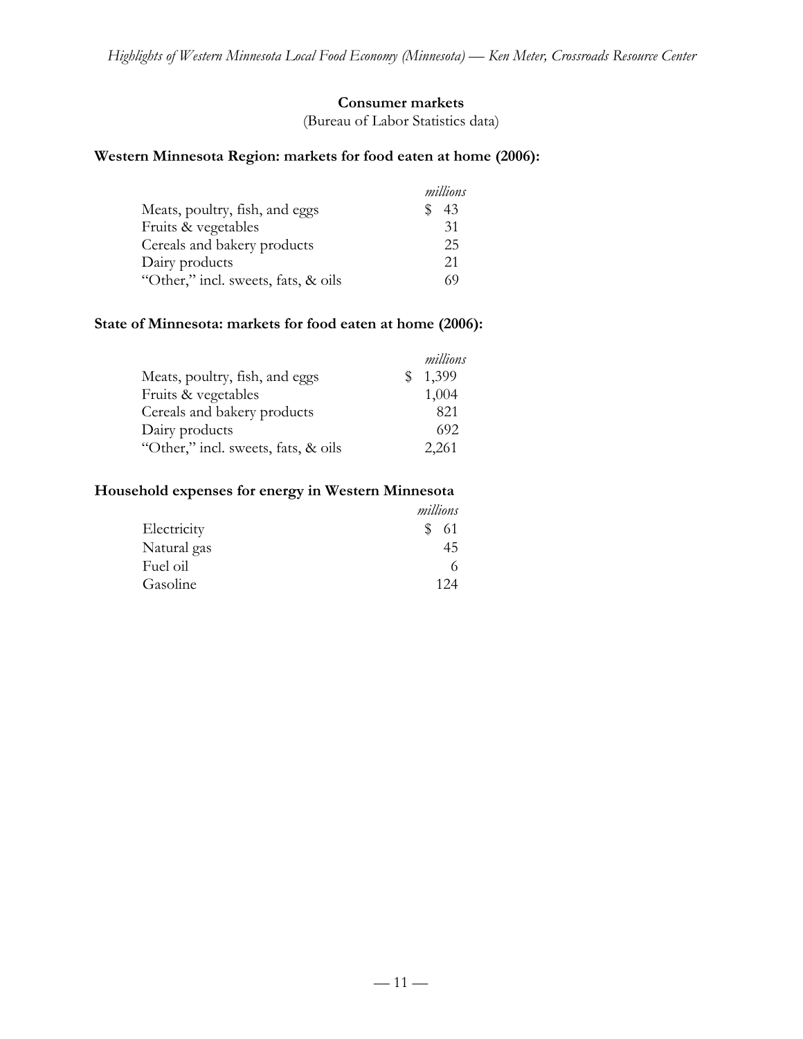## Consumer markets

(Bureau of Labor Statistics data)

### Western Minnesota Region: markets for food eaten at home (2006):

| | *millions* |
|---|---|
| Meats, poultry, fish, and eggs | $ 43 |
| Fruits & vegetables | 31 |
| Cereals and bakery products | 25 |
| Dairy products | 21 |
| "Other," incl. sweets, fats, & oils | 69 |

### State of Minnesota: markets for food eaten at home (2006):

| | *millions* |
|---|---|
| Meats, poultry, fish, and eggs | $ 1,399 |
| Fruits & vegetables | 1,004 |
| Cereals and bakery products | 821 |
| Dairy products | 692 |
| "Other," incl. sweets, fats, & oils | 2,261 |

### Household expenses for energy in Western Minnesota

| | *millions* |
|---|---|
| Electricity | $ 61 |
| Natural gas | 45 |
| Fuel oil | 6 |
| Gasoline | 124 |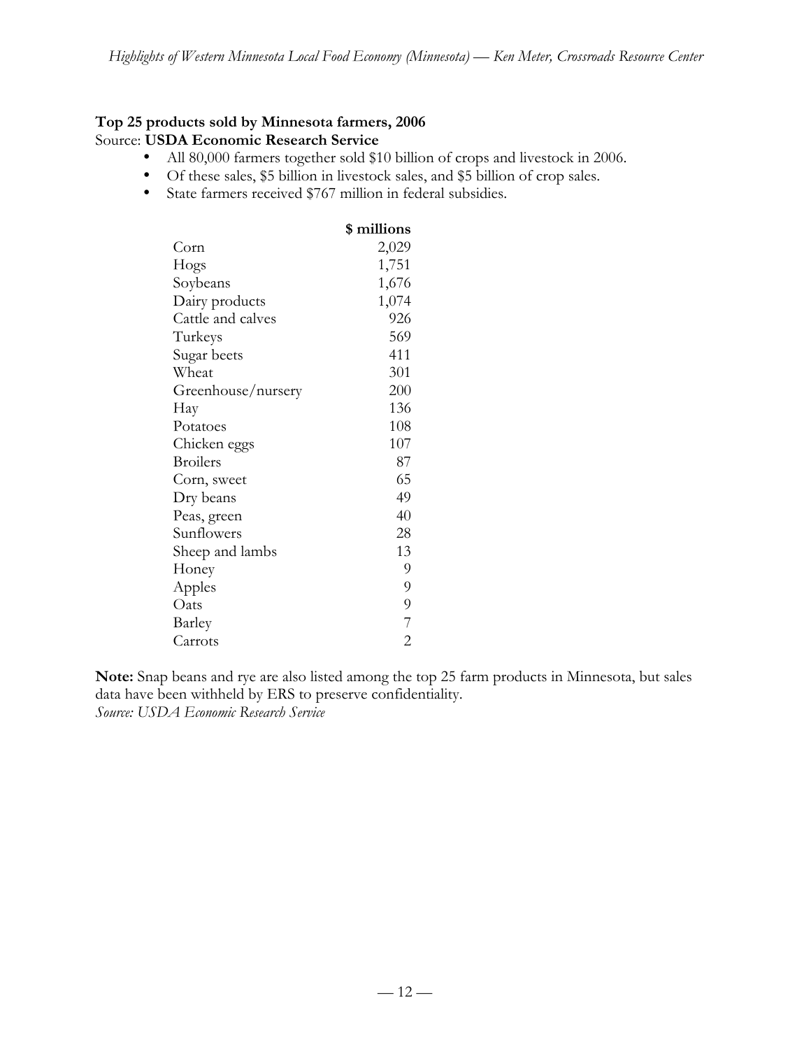**Top 25 products sold by Minnesota farmers, 2006**
Source: **USDA Economic Research Service**

- All 80,000 farmers together sold $10 billion of crops and livestock in 2006.
- Of these sales, $5 billion in livestock sales, and $5 billion of crop sales.
- State farmers received $767 million in federal subsidies.

| | $ millions |
|---|---:|
| Corn | 2,029 |
| Hogs | 1,751 |
| Soybeans | 1,676 |
| Dairy products | 1,074 |
| Cattle and calves | 926 |
| Turkeys | 569 |
| Sugar beets | 411 |
| Wheat | 301 |
| Greenhouse/nursery | 200 |
| Hay | 136 |
| Potatoes | 108 |
| Chicken eggs | 107 |
| Broilers | 87 |
| Corn, sweet | 65 |
| Dry beans | 49 |
| Peas, green | 40 |
| Sunflowers | 28 |
| Sheep and lambs | 13 |
| Honey | 9 |
| Apples | 9 |
| Oats | 9 |
| Barley | 7 |
| Carrots | 2 |

**Note:** Snap beans and rye are also listed among the top 25 farm products in Minnesota, but sales data have been withheld by ERS to preserve confidentiality.
*Source: USDA Economic Research Service*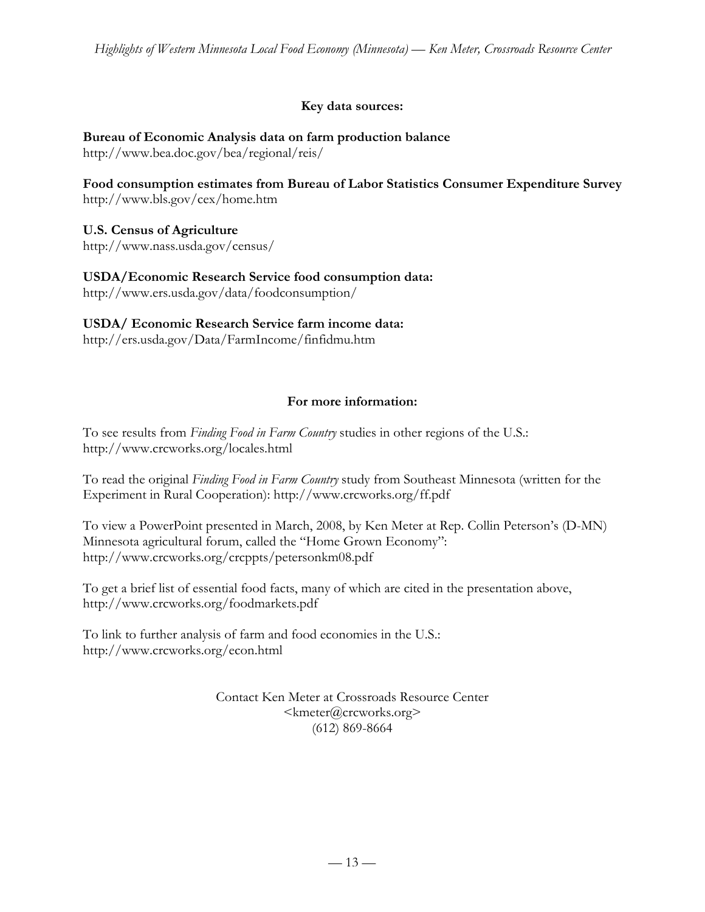## Key data sources:

**Bureau of Economic Analysis data on farm production balance**
http://www.bea.doc.gov/bea/regional/reis/

**Food consumption estimates from Bureau of Labor Statistics Consumer Expenditure Survey**
http://www.bls.gov/cex/home.htm

**U.S. Census of Agriculture**
http://www.nass.usda.gov/census/

**USDA/Economic Research Service food consumption data:**
http://www.ers.usda.gov/data/foodconsumption/

**USDA/ Economic Research Service farm income data:**
http://ers.usda.gov/Data/FarmIncome/finfidmu.htm

## For more information:

To see results from *Finding Food in Farm Country* studies in other regions of the U.S.:
http://www.crcworks.org/locales.html

To read the original *Finding Food in Farm Country* study from Southeast Minnesota (written for the Experiment in Rural Cooperation): http://www.crcworks.org/ff.pdf

To view a PowerPoint presented in March, 2008, by Ken Meter at Rep. Collin Peterson's (D-MN) Minnesota agricultural forum, called the "Home Grown Economy":
http://www.crcworks.org/crcppts/petersonkm08.pdf

To get a brief list of essential food facts, many of which are cited in the presentation above,
http://www.crcworks.org/foodmarkets.pdf

To link to further analysis of farm and food economies in the U.S.:
http://www.crcworks.org/econ.html

Contact Ken Meter at Crossroads Resource Center
<kmeter@crcworks.org>
(612) 869-8664